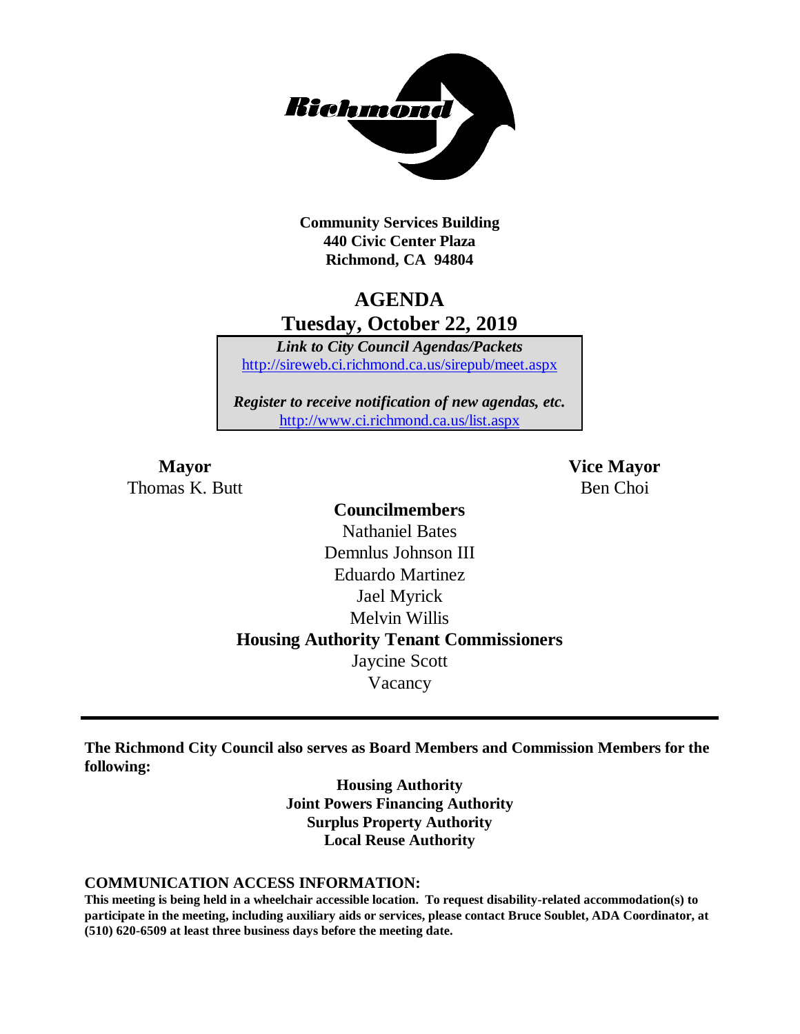**Community Services Building**
**440 Civic Center Plaza**
**Richmond, CA 94804**

# AGENDA
## Tuesday, October 22, 2019

*Link to City Council Agendas/Packets*
http://sireweb.ci.richmond.ca.us/sirepub/meet.aspx

*Register to receive notification of new agendas, etc.*
http://www.ci.richmond.ca.us/list.aspx

**Mayor**
Thomas K. Butt

**Vice Mayor**
Ben Choi

**Councilmembers**
Nathaniel Bates
Demnlus Johnson III
Eduardo Martinez
Jael Myrick
Melvin Willis

**Housing Authority Tenant Commissioners**
Jaycine Scott
Vacancy

---

**The Richmond City Council also serves as Board Members and Commission Members for the following:**

**Housing Authority**
**Joint Powers Financing Authority**
**Surplus Property Authority**
**Local Reuse Authority**

**COMMUNICATION ACCESS INFORMATION:**
**This meeting is being held in a wheelchair accessible location. To request disability-related accommodation(s) to participate in the meeting, including auxiliary aids or services, please contact Bruce Soublet, ADA Coordinator, at (510) 620-6509 at least three business days before the meeting date.**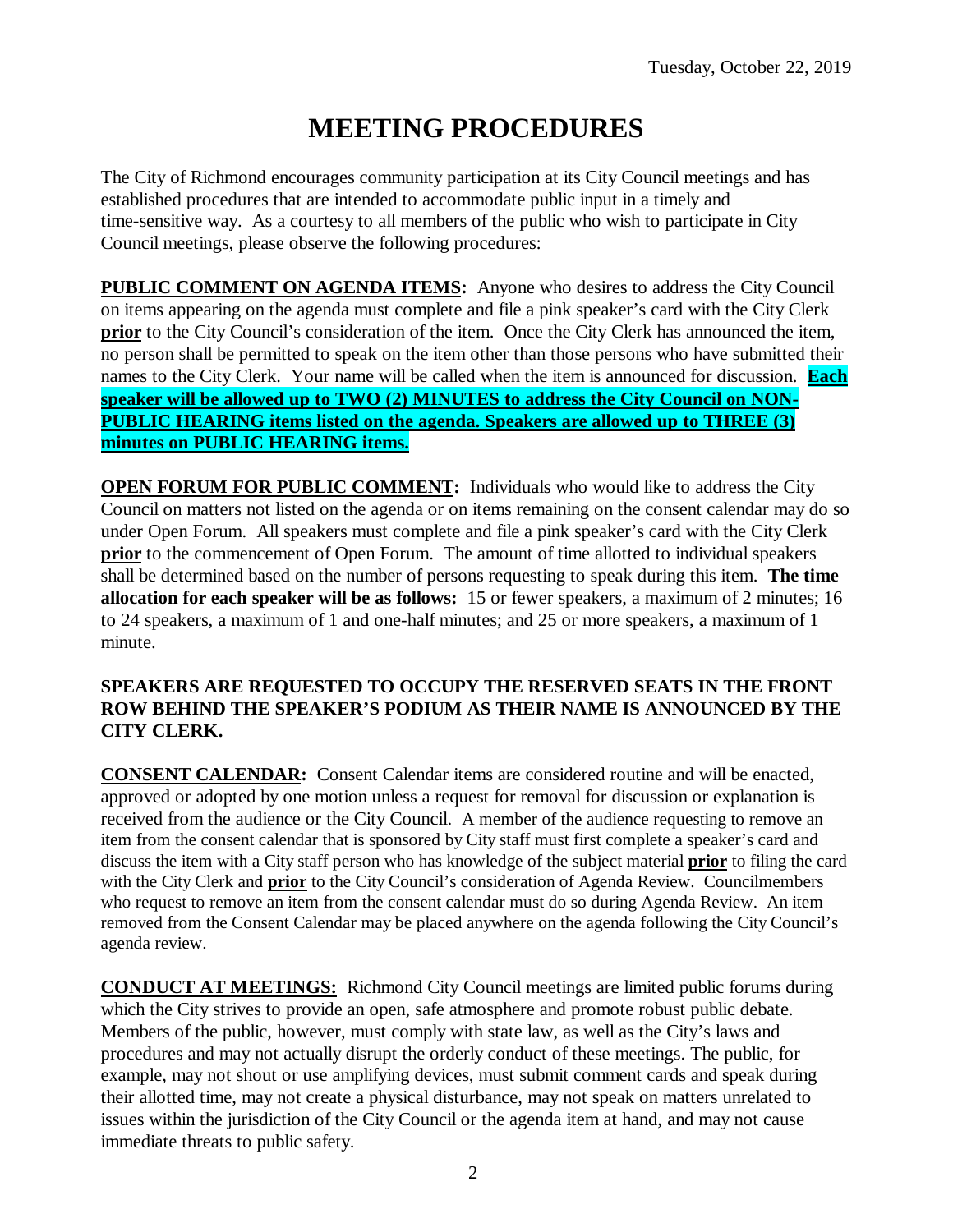Tuesday, October 22, 2019

# MEETING PROCEDURES

The City of Richmond encourages community participation at its City Council meetings and has established procedures that are intended to accommodate public input in a timely and time-sensitive way. As a courtesy to all members of the public who wish to participate in City Council meetings, please observe the following procedures:

**PUBLIC COMMENT ON AGENDA ITEMS:** Anyone who desires to address the City Council on items appearing on the agenda must complete and file a pink speaker's card with the City Clerk **prior** to the City Council's consideration of the item. Once the City Clerk has announced the item, no person shall be permitted to speak on the item other than those persons who have submitted their names to the City Clerk. Your name will be called when the item is announced for discussion. **Each speaker will be allowed up to TWO (2) MINUTES to address the City Council on NON-PUBLIC HEARING items listed on the agenda. Speakers are allowed up to THREE (3) minutes on PUBLIC HEARING items.**

**OPEN FORUM FOR PUBLIC COMMENT:** Individuals who would like to address the City Council on matters not listed on the agenda or on items remaining on the consent calendar may do so under Open Forum. All speakers must complete and file a pink speaker's card with the City Clerk **prior** to the commencement of Open Forum. The amount of time allotted to individual speakers shall be determined based on the number of persons requesting to speak during this item. **The time allocation for each speaker will be as follows:** 15 or fewer speakers, a maximum of 2 minutes; 16 to 24 speakers, a maximum of 1 and one-half minutes; and 25 or more speakers, a maximum of 1 minute.

**SPEAKERS ARE REQUESTED TO OCCUPY THE RESERVED SEATS IN THE FRONT ROW BEHIND THE SPEAKER'S PODIUM AS THEIR NAME IS ANNOUNCED BY THE CITY CLERK.**

**CONSENT CALENDAR:** Consent Calendar items are considered routine and will be enacted, approved or adopted by one motion unless a request for removal for discussion or explanation is received from the audience or the City Council. A member of the audience requesting to remove an item from the consent calendar that is sponsored by City staff must first complete a speaker's card and discuss the item with a City staff person who has knowledge of the subject material **prior** to filing the card with the City Clerk and **prior** to the City Council's consideration of Agenda Review. Councilmembers who request to remove an item from the consent calendar must do so during Agenda Review. An item removed from the Consent Calendar may be placed anywhere on the agenda following the City Council's agenda review.

**CONDUCT AT MEETINGS:** Richmond City Council meetings are limited public forums during which the City strives to provide an open, safe atmosphere and promote robust public debate. Members of the public, however, must comply with state law, as well as the City's laws and procedures and may not actually disrupt the orderly conduct of these meetings. The public, for example, may not shout or use amplifying devices, must submit comment cards and speak during their allotted time, may not create a physical disturbance, may not speak on matters unrelated to issues within the jurisdiction of the City Council or the agenda item at hand, and may not cause immediate threats to public safety.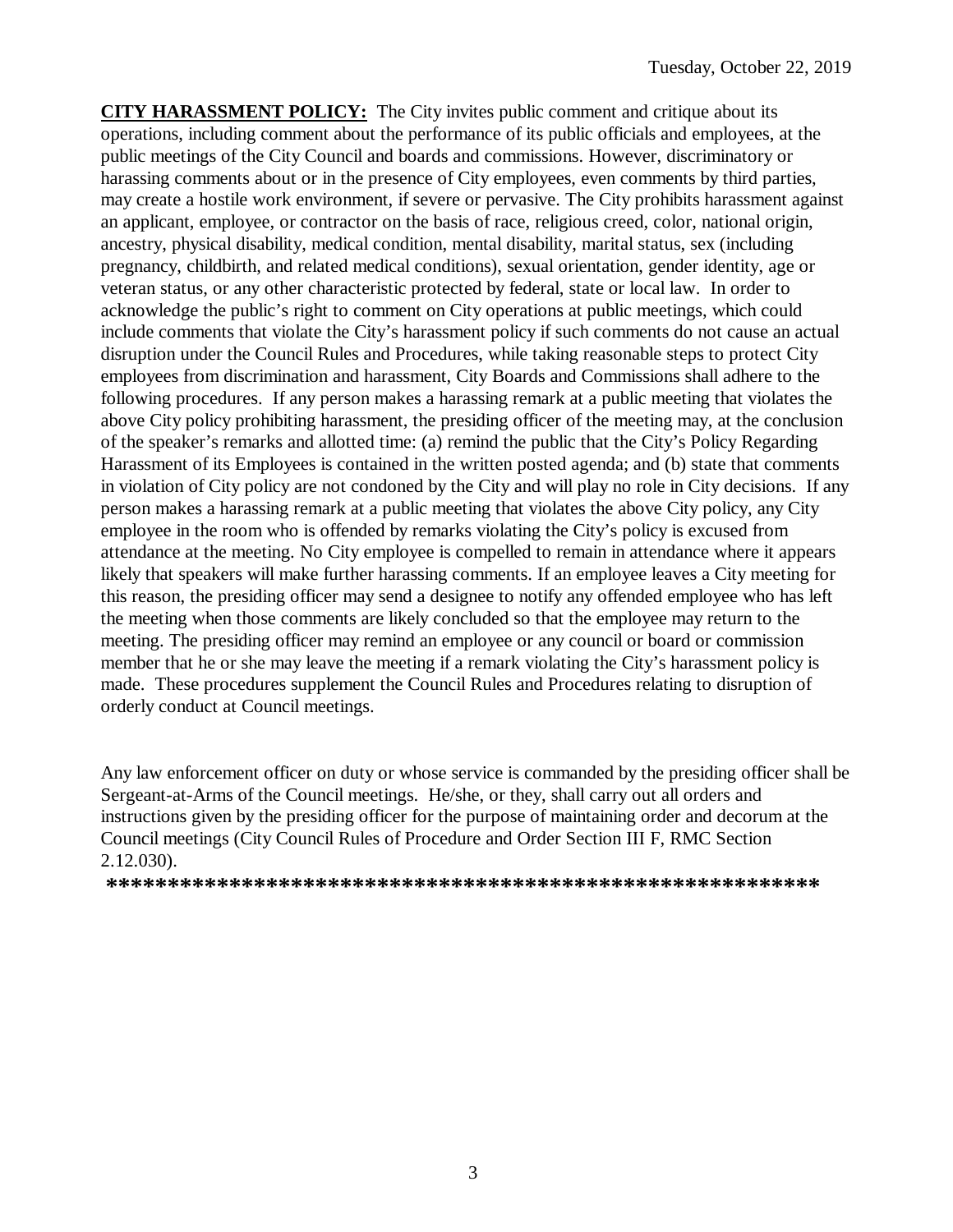**CITY HARASSMENT POLICY:** The City invites public comment and critique about its operations, including comment about the performance of its public officials and employees, at the public meetings of the City Council and boards and commissions. However, discriminatory or harassing comments about or in the presence of City employees, even comments by third parties, may create a hostile work environment, if severe or pervasive. The City prohibits harassment against an applicant, employee, or contractor on the basis of race, religious creed, color, national origin, ancestry, physical disability, medical condition, mental disability, marital status, sex (including pregnancy, childbirth, and related medical conditions), sexual orientation, gender identity, age or veteran status, or any other characteristic protected by federal, state or local law. In order to acknowledge the public's right to comment on City operations at public meetings, which could include comments that violate the City's harassment policy if such comments do not cause an actual disruption under the Council Rules and Procedures, while taking reasonable steps to protect City employees from discrimination and harassment, City Boards and Commissions shall adhere to the following procedures. If any person makes a harassing remark at a public meeting that violates the above City policy prohibiting harassment, the presiding officer of the meeting may, at the conclusion of the speaker's remarks and allotted time: (a) remind the public that the City's Policy Regarding Harassment of its Employees is contained in the written posted agenda; and (b) state that comments in violation of City policy are not condoned by the City and will play no role in City decisions. If any person makes a harassing remark at a public meeting that violates the above City policy, any City employee in the room who is offended by remarks violating the City's policy is excused from attendance at the meeting. No City employee is compelled to remain in attendance where it appears likely that speakers will make further harassing comments. If an employee leaves a City meeting for this reason, the presiding officer may send a designee to notify any offended employee who has left the meeting when those comments are likely concluded so that the employee may return to the meeting. The presiding officer may remind an employee or any council or board or commission member that he or she may leave the meeting if a remark violating the City's harassment policy is made. These procedures supplement the Council Rules and Procedures relating to disruption of orderly conduct at Council meetings.

Any law enforcement officer on duty or whose service is commanded by the presiding officer shall be Sergeant-at-Arms of the Council meetings. He/she, or they, shall carry out all orders and instructions given by the presiding officer for the purpose of maintaining order and decorum at the Council meetings (City Council Rules of Procedure and Order Section III F, RMC Section 2.12.030).

**\*\*\*\*\*\*\*\*\*\*\*\*\*\*\*\*\*\*\*\*\*\*\*\*\*\*\*\*\*\*\*\*\*\*\*\*\*\*\*\*\*\*\*\*\*\*\*\*\*\*\*\*\*\*\*\*\*\*\*\*\*\*\***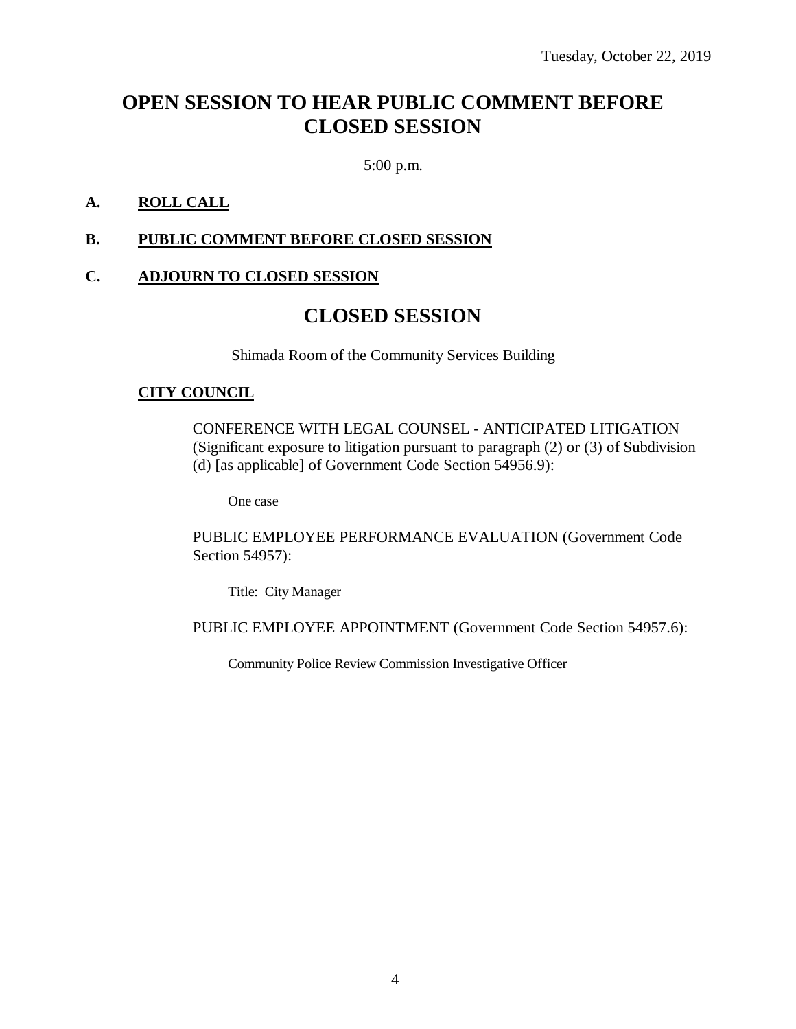Tuesday, October 22, 2019

# OPEN SESSION TO HEAR PUBLIC COMMENT BEFORE CLOSED SESSION

5:00 p.m.

**A. ROLL CALL**

**B. PUBLIC COMMENT BEFORE CLOSED SESSION**

**C. ADJOURN TO CLOSED SESSION**

# CLOSED SESSION

Shimada Room of the Community Services Building

**CITY COUNCIL**

CONFERENCE WITH LEGAL COUNSEL - ANTICIPATED LITIGATION (Significant exposure to litigation pursuant to paragraph (2) or (3) of Subdivision (d) [as applicable] of Government Code Section 54956.9):

One case

PUBLIC EMPLOYEE PERFORMANCE EVALUATION (Government Code Section 54957):

Title: City Manager

PUBLIC EMPLOYEE APPOINTMENT (Government Code Section 54957.6):

Community Police Review Commission Investigative Officer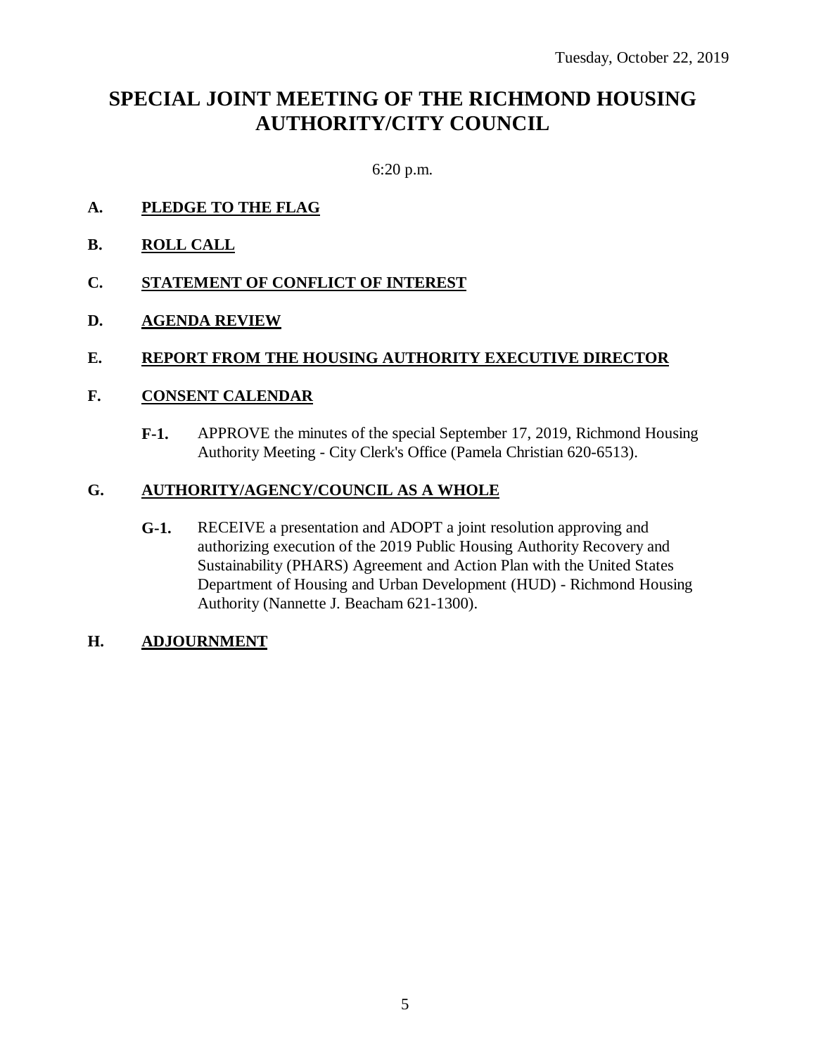Tuesday, October 22, 2019

# SPECIAL JOINT MEETING OF THE RICHMOND HOUSING AUTHORITY/CITY COUNCIL

6:20 p.m.

**A. PLEDGE TO THE FLAG**

**B. ROLL CALL**

**C. STATEMENT OF CONFLICT OF INTEREST**

**D. AGENDA REVIEW**

**E. REPORT FROM THE HOUSING AUTHORITY EXECUTIVE DIRECTOR**

**F. CONSENT CALENDAR**

**F-1.** APPROVE the minutes of the special September 17, 2019, Richmond Housing Authority Meeting - City Clerk's Office (Pamela Christian 620-6513).

**G. AUTHORITY/AGENCY/COUNCIL AS A WHOLE**

**G-1.** RECEIVE a presentation and ADOPT a joint resolution approving and authorizing execution of the 2019 Public Housing Authority Recovery and Sustainability (PHARS) Agreement and Action Plan with the United States Department of Housing and Urban Development (HUD) - Richmond Housing Authority (Nannette J. Beacham 621-1300).

**H. ADJOURNMENT**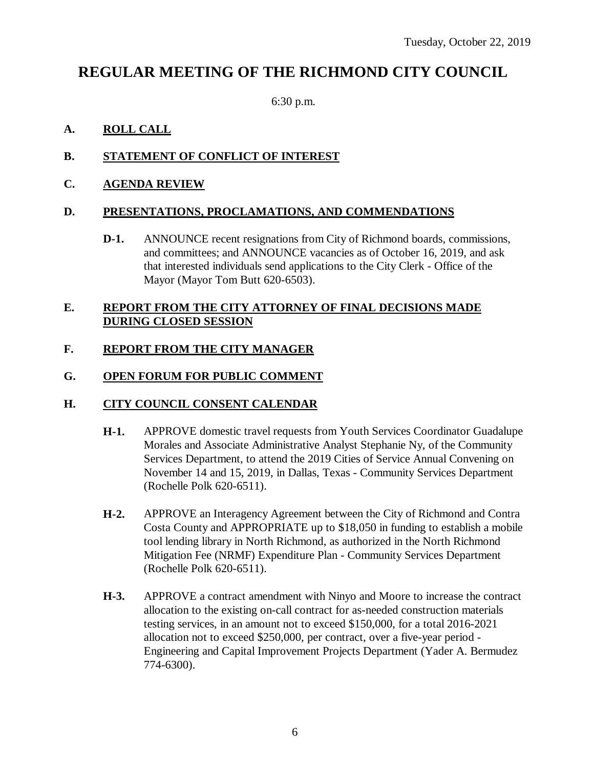Tuesday, October 22, 2019

# REGULAR MEETING OF THE RICHMOND CITY COUNCIL

6:30 p.m.

## A. ROLL CALL

## B. STATEMENT OF CONFLICT OF INTEREST

## C. AGENDA REVIEW

## D. PRESENTATIONS, PROCLAMATIONS, AND COMMENDATIONS

**D-1.** ANNOUNCE recent resignations from City of Richmond boards, commissions, and committees; and ANNOUNCE vacancies as of October 16, 2019, and ask that interested individuals send applications to the City Clerk - Office of the Mayor (Mayor Tom Butt 620-6503).

## E. REPORT FROM THE CITY ATTORNEY OF FINAL DECISIONS MADE DURING CLOSED SESSION

## F. REPORT FROM THE CITY MANAGER

## G. OPEN FORUM FOR PUBLIC COMMENT

## H. CITY COUNCIL CONSENT CALENDAR

**H-1.** APPROVE domestic travel requests from Youth Services Coordinator Guadalupe Morales and Associate Administrative Analyst Stephanie Ny, of the Community Services Department, to attend the 2019 Cities of Service Annual Convening on November 14 and 15, 2019, in Dallas, Texas - Community Services Department (Rochelle Polk 620-6511).

**H-2.** APPROVE an Interagency Agreement between the City of Richmond and Contra Costa County and APPROPRIATE up to $18,050 in funding to establish a mobile tool lending library in North Richmond, as authorized in the North Richmond Mitigation Fee (NRMF) Expenditure Plan - Community Services Department (Rochelle Polk 620-6511).

**H-3.** APPROVE a contract amendment with Ninyo and Moore to increase the contract allocation to the existing on-call contract for as-needed construction materials testing services, in an amount not to exceed $150,000, for a total 2016-2021 allocation not to exceed $250,000, per contract, over a five-year period - Engineering and Capital Improvement Projects Department (Yader A. Bermudez 774-6300).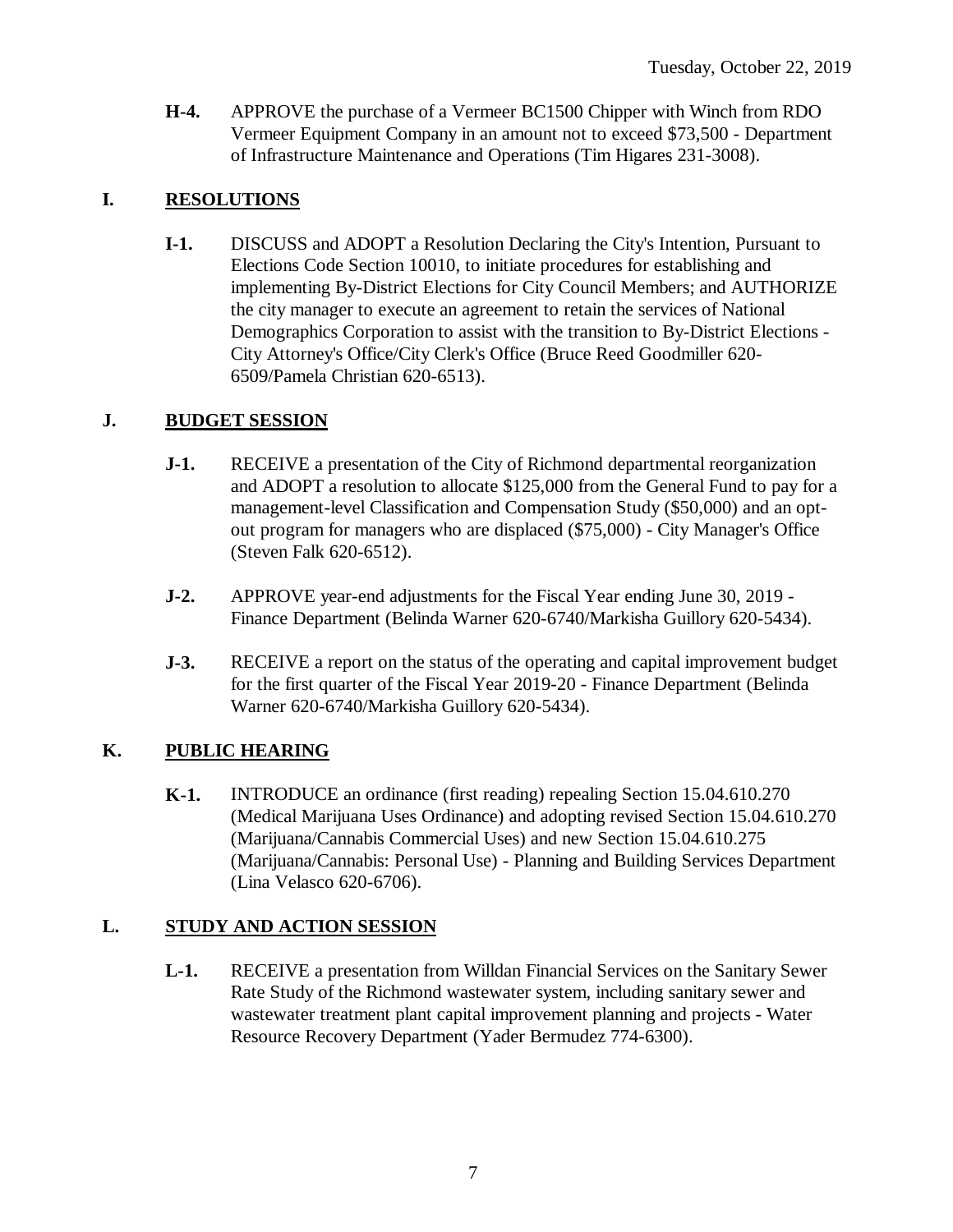**H-4.** APPROVE the purchase of a Vermeer BC1500 Chipper with Winch from RDO Vermeer Equipment Company in an amount not to exceed $73,500 - Department of Infrastructure Maintenance and Operations (Tim Higares 231-3008).

## I. RESOLUTIONS

**I-1.** DISCUSS and ADOPT a Resolution Declaring the City's Intention, Pursuant to Elections Code Section 10010, to initiate procedures for establishing and implementing By-District Elections for City Council Members; and AUTHORIZE the city manager to execute an agreement to retain the services of National Demographics Corporation to assist with the transition to By-District Elections - City Attorney's Office/City Clerk's Office (Bruce Reed Goodmiller 620-6509/Pamela Christian 620-6513).

## J. BUDGET SESSION

**J-1.** RECEIVE a presentation of the City of Richmond departmental reorganization and ADOPT a resolution to allocate $125,000 from the General Fund to pay for a management-level Classification and Compensation Study ($50,000) and an opt-out program for managers who are displaced ($75,000) - City Manager's Office (Steven Falk 620-6512).

**J-2.** APPROVE year-end adjustments for the Fiscal Year ending June 30, 2019 - Finance Department (Belinda Warner 620-6740/Markisha Guillory 620-5434).

**J-3.** RECEIVE a report on the status of the operating and capital improvement budget for the first quarter of the Fiscal Year 2019-20 - Finance Department (Belinda Warner 620-6740/Markisha Guillory 620-5434).

## K. PUBLIC HEARING

**K-1.** INTRODUCE an ordinance (first reading) repealing Section 15.04.610.270 (Medical Marijuana Uses Ordinance) and adopting revised Section 15.04.610.270 (Marijuana/Cannabis Commercial Uses) and new Section 15.04.610.275 (Marijuana/Cannabis: Personal Use) - Planning and Building Services Department (Lina Velasco 620-6706).

## L. STUDY AND ACTION SESSION

**L-1.** RECEIVE a presentation from Willdan Financial Services on the Sanitary Sewer Rate Study of the Richmond wastewater system, including sanitary sewer and wastewater treatment plant capital improvement planning and projects - Water Resource Recovery Department (Yader Bermudez 774-6300).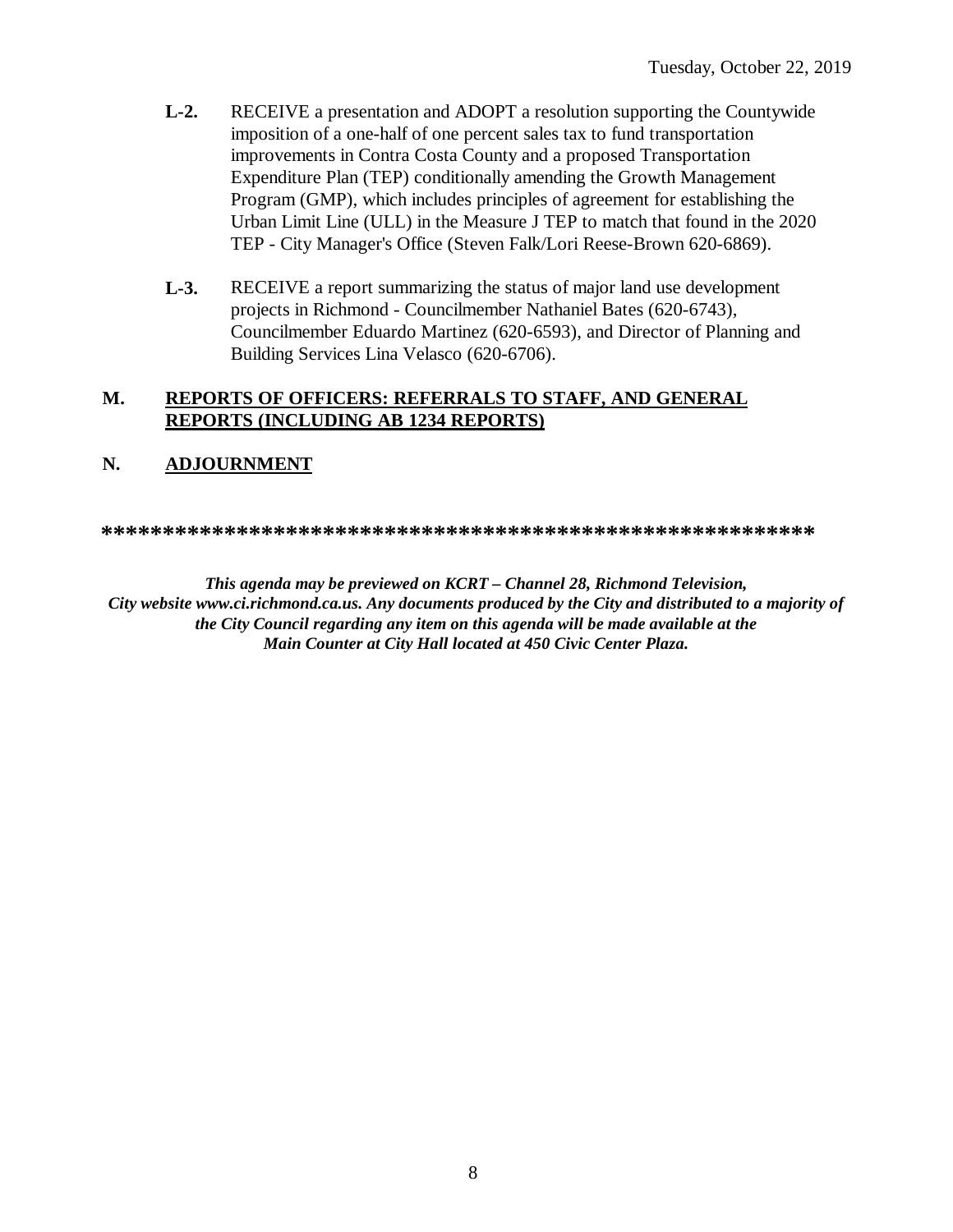**L-2.** RECEIVE a presentation and ADOPT a resolution supporting the Countywide imposition of a one-half of one percent sales tax to fund transportation improvements in Contra Costa County and a proposed Transportation Expenditure Plan (TEP) conditionally amending the Growth Management Program (GMP), which includes principles of agreement for establishing the Urban Limit Line (ULL) in the Measure J TEP to match that found in the 2020 TEP - City Manager's Office (Steven Falk/Lori Reese-Brown 620-6869).

**L-3.** RECEIVE a report summarizing the status of major land use development projects in Richmond - Councilmember Nathaniel Bates (620-6743), Councilmember Eduardo Martinez (620-6593), and Director of Planning and Building Services Lina Velasco (620-6706).

## M. REPORTS OF OFFICERS: REFERRALS TO STAFF, AND GENERAL REPORTS (INCLUDING AB 1234 REPORTS)

## N. ADJOURNMENT

**************************************************************

***This agenda may be previewed on KCRT – Channel 28, Richmond Television, City website www.ci.richmond.ca.us. Any documents produced by the City and distributed to a majority of the City Council regarding any item on this agenda will be made available at the Main Counter at City Hall located at 450 Civic Center Plaza.***